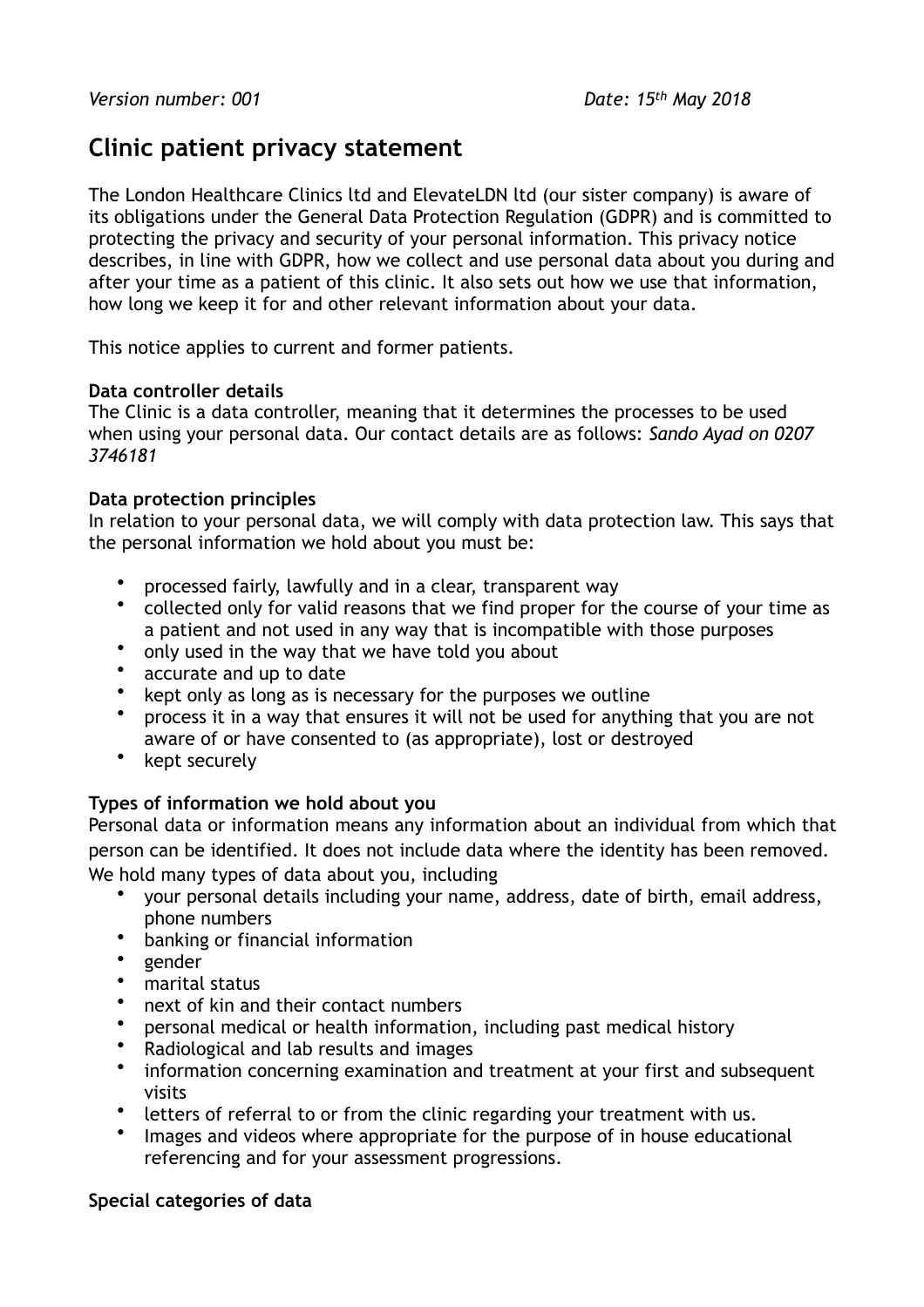*Version number: 001* *Date: 15th May 2018*

# Clinic patient privacy statement

The London Healthcare Clinics ltd and ElevateLDN ltd (our sister company) is aware of its obligations under the General Data Protection Regulation (GDPR) and is committed to protecting the privacy and security of your personal information. This privacy notice describes, in line with GDPR, how we collect and use personal data about you during and after your time as a patient of this clinic. It also sets out how we use that information, how long we keep it for and other relevant information about your data.

This notice applies to current and former patients.

**Data controller details**

The Clinic is a data controller, meaning that it determines the processes to be used when using your personal data. Our contact details are as follows: *Sando Ayad on 0207 3746181*

**Data protection principles**

In relation to your personal data, we will comply with data protection law. This says that the personal information we hold about you must be:

- processed fairly, lawfully and in a clear, transparent way
- collected only for valid reasons that we find proper for the course of your time as a patient and not used in any way that is incompatible with those purposes
- only used in the way that we have told you about
- accurate and up to date
- kept only as long as is necessary for the purposes we outline
- process it in a way that ensures it will not be used for anything that you are not aware of or have consented to (as appropriate), lost or destroyed
- kept securely

**Types of information we hold about you**

Personal data or information means any information about an individual from which that person can be identified. It does not include data where the identity has been removed. We hold many types of data about you, including

- your personal details including your name, address, date of birth, email address, phone numbers
- banking or financial information
- gender
- marital status
- next of kin and their contact numbers
- personal medical or health information, including past medical history
- Radiological and lab results and images
- information concerning examination and treatment at your first and subsequent visits
- letters of referral to or from the clinic regarding your treatment with us.
- Images and videos where appropriate for the purpose of in house educational referencing and for your assessment progressions.

**Special categories of data**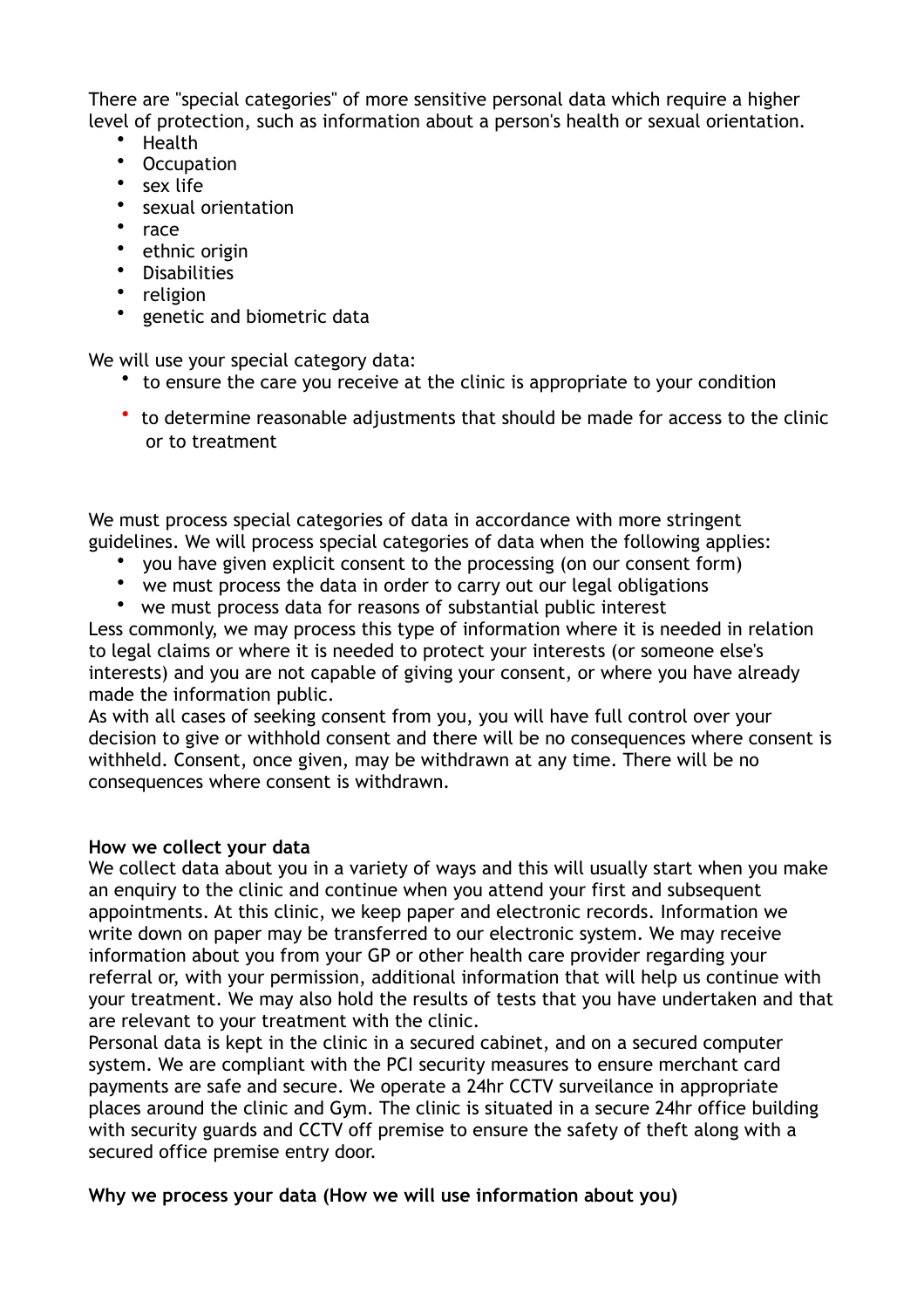There are "special categories" of more sensitive personal data which require a higher level of protection, such as information about a person's health or sexual orientation.

- Health
- Occupation
- sex life
- sexual orientation
- race
- ethnic origin
- Disabilities
- religion
- genetic and biometric data

We will use your special category data:

- to ensure the care you receive at the clinic is appropriate to your condition
- to determine reasonable adjustments that should be made for access to the clinic or to treatment

We must process special categories of data in accordance with more stringent guidelines. We will process special categories of data when the following applies:

- you have given explicit consent to the processing (on our consent form)
- we must process the data in order to carry out our legal obligations
- we must process data for reasons of substantial public interest

Less commonly, we may process this type of information where it is needed in relation to legal claims or where it is needed to protect your interests (or someone else's interests) and you are not capable of giving your consent, or where you have already made the information public.

As with all cases of seeking consent from you, you will have full control over your decision to give or withhold consent and there will be no consequences where consent is withheld. Consent, once given, may be withdrawn at any time. There will be no consequences where consent is withdrawn.

**How we collect your data**

We collect data about you in a variety of ways and this will usually start when you make an enquiry to the clinic and continue when you attend your first and subsequent appointments. At this clinic, we keep paper and electronic records. Information we write down on paper may be transferred to our electronic system. We may receive information about you from your GP or other health care provider regarding your referral or, with your permission, additional information that will help us continue with your treatment. We may also hold the results of tests that you have undertaken and that are relevant to your treatment with the clinic.

Personal data is kept in the clinic in a secured cabinet, and on a secured computer system. We are compliant with the PCI security measures to ensure merchant card payments are safe and secure. We operate a 24hr CCTV surveilance in appropriate places around the clinic and Gym. The clinic is situated in a secure 24hr office building with security guards and CCTV off premise to ensure the safety of theft along with a secured office premise entry door.

**Why we process your data (How we will use information about you)**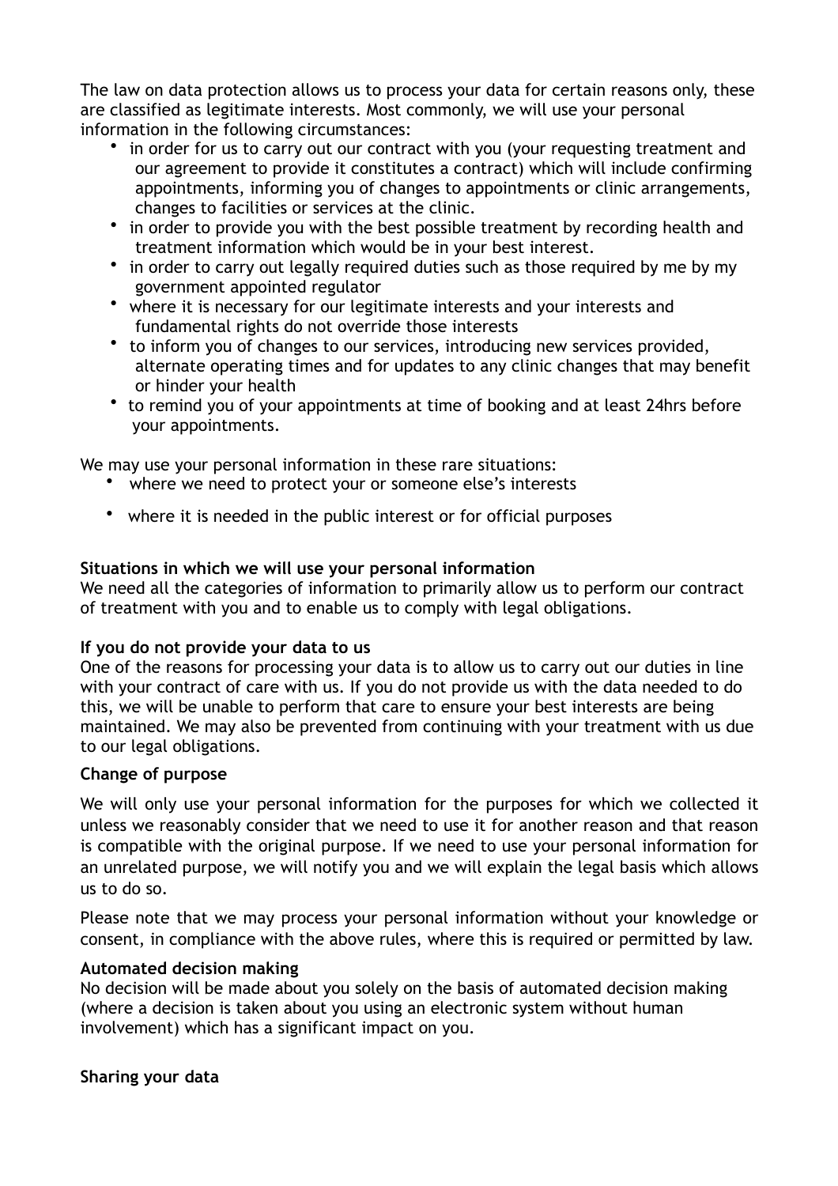The law on data protection allows us to process your data for certain reasons only, these are classified as legitimate interests. Most commonly, we will use your personal information in the following circumstances:

- in order for us to carry out our contract with you (your requesting treatment and our agreement to provide it constitutes a contract) which will include confirming appointments, informing you of changes to appointments or clinic arrangements, changes to facilities or services at the clinic.
- in order to provide you with the best possible treatment by recording health and treatment information which would be in your best interest.
- in order to carry out legally required duties such as those required by me by my government appointed regulator
- where it is necessary for our legitimate interests and your interests and fundamental rights do not override those interests
- to inform you of changes to our services, introducing new services provided, alternate operating times and for updates to any clinic changes that may benefit or hinder your health
- to remind you of your appointments at time of booking and at least 24hrs before your appointments.

We may use your personal information in these rare situations:

- where we need to protect your or someone else's interests
- where it is needed in the public interest or for official purposes

**Situations in which we will use your personal information**

We need all the categories of information to primarily allow us to perform our contract of treatment with you and to enable us to comply with legal obligations.

**If you do not provide your data to us**

One of the reasons for processing your data is to allow us to carry out our duties in line with your contract of care with us. If you do not provide us with the data needed to do this, we will be unable to perform that care to ensure your best interests are being maintained. We may also be prevented from continuing with your treatment with us due to our legal obligations.

**Change of purpose**

We will only use your personal information for the purposes for which we collected it unless we reasonably consider that we need to use it for another reason and that reason is compatible with the original purpose. If we need to use your personal information for an unrelated purpose, we will notify you and we will explain the legal basis which allows us to do so.

Please note that we may process your personal information without your knowledge or consent, in compliance with the above rules, where this is required or permitted by law.

**Automated decision making**

No decision will be made about you solely on the basis of automated decision making (where a decision is taken about you using an electronic system without human involvement) which has a significant impact on you.

**Sharing your data**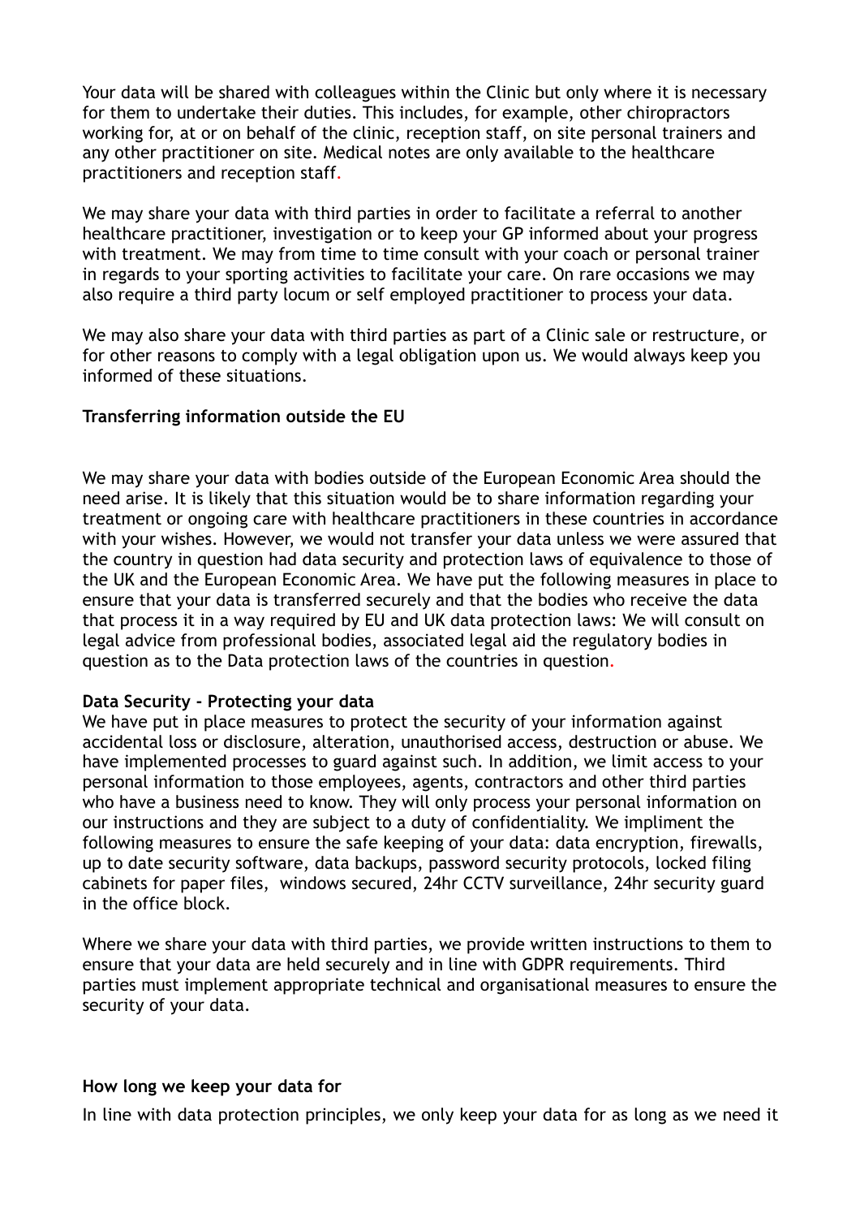Your data will be shared with colleagues within the Clinic but only where it is necessary for them to undertake their duties. This includes, for example, other chiropractors working for, at or on behalf of the clinic, reception staff, on site personal trainers and any other practitioner on site. Medical notes are only available to the healthcare practitioners and reception staff.

We may share your data with third parties in order to facilitate a referral to another healthcare practitioner, investigation or to keep your GP informed about your progress with treatment. We may from time to time consult with your coach or personal trainer in regards to your sporting activities to facilitate your care. On rare occasions we may also require a third party locum or self employed practitioner to process your data.

We may also share your data with third parties as part of a Clinic sale or restructure, or for other reasons to comply with a legal obligation upon us. We would always keep you informed of these situations.

**Transferring information outside the EU**

We may share your data with bodies outside of the European Economic Area should the need arise. It is likely that this situation would be to share information regarding your treatment or ongoing care with healthcare practitioners in these countries in accordance with your wishes. However, we would not transfer your data unless we were assured that the country in question had data security and protection laws of equivalence to those of the UK and the European Economic Area. We have put the following measures in place to ensure that your data is transferred securely and that the bodies who receive the data that process it in a way required by EU and UK data protection laws: We will consult on legal advice from professional bodies, associated legal aid the regulatory bodies in question as to the Data protection laws of the countries in question.

**Data Security - Protecting your data**

We have put in place measures to protect the security of your information against accidental loss or disclosure, alteration, unauthorised access, destruction or abuse. We have implemented processes to guard against such. In addition, we limit access to your personal information to those employees, agents, contractors and other third parties who have a business need to know. They will only process your personal information on our instructions and they are subject to a duty of confidentiality. We impliment the following measures to ensure the safe keeping of your data: data encryption, firewalls, up to date security software, data backups, password security protocols, locked filing cabinets for paper files, windows secured, 24hr CCTV surveillance, 24hr security guard in the office block.

Where we share your data with third parties, we provide written instructions to them to ensure that your data are held securely and in line with GDPR requirements. Third parties must implement appropriate technical and organisational measures to ensure the security of your data.

**How long we keep your data for**

In line with data protection principles, we only keep your data for as long as we need it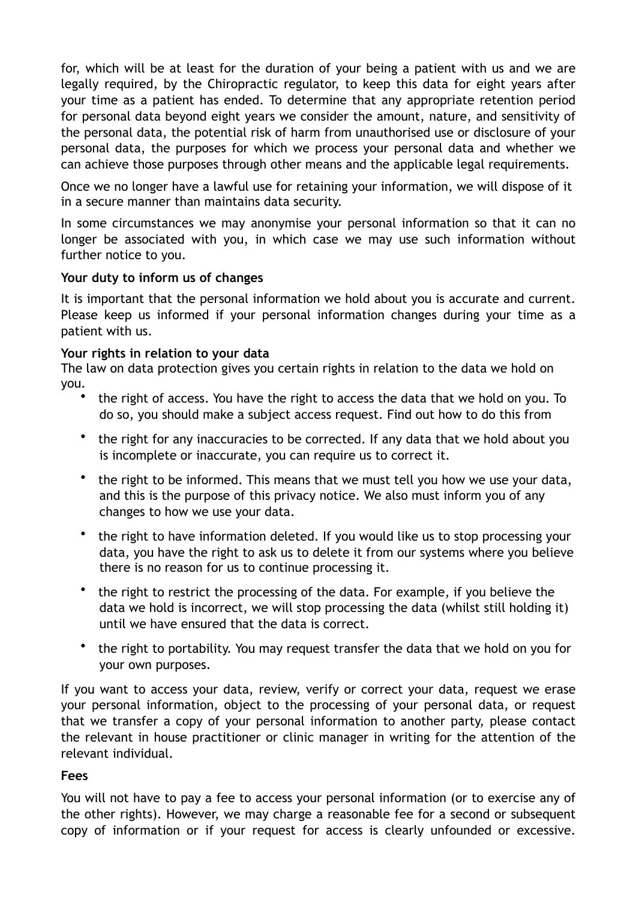for, which will be at least for the duration of your being a patient with us and we are legally required, by the Chiropractic regulator, to keep this data for eight years after your time as a patient has ended. To determine that any appropriate retention period for personal data beyond eight years we consider the amount, nature, and sensitivity of the personal data, the potential risk of harm from unauthorised use or disclosure of your personal data, the purposes for which we process your personal data and whether we can achieve those purposes through other means and the applicable legal requirements.

Once we no longer have a lawful use for retaining your information, we will dispose of it in a secure manner than maintains data security.

In some circumstances we may anonymise your personal information so that it can no longer be associated with you, in which case we may use such information without further notice to you.

**Your duty to inform us of changes**

It is important that the personal information we hold about you is accurate and current. Please keep us informed if your personal information changes during your time as a patient with us.

**Your rights in relation to your data**

The law on data protection gives you certain rights in relation to the data we hold on you.

- the right of access. You have the right to access the data that we hold on you. To do so, you should make a subject access request. Find out how to do this from
- the right for any inaccuracies to be corrected. If any data that we hold about you is incomplete or inaccurate, you can require us to correct it.
- the right to be informed. This means that we must tell you how we use your data, and this is the purpose of this privacy notice. We also must inform you of any changes to how we use your data.
- the right to have information deleted. If you would like us to stop processing your data, you have the right to ask us to delete it from our systems where you believe there is no reason for us to continue processing it.
- the right to restrict the processing of the data. For example, if you believe the data we hold is incorrect, we will stop processing the data (whilst still holding it) until we have ensured that the data is correct.
- the right to portability. You may request transfer the data that we hold on you for your own purposes.

If you want to access your data, review, verify or correct your data, request we erase your personal information, object to the processing of your personal data, or request that we transfer a copy of your personal information to another party, please contact the relevant in house practitioner or clinic manager in writing for the attention of the relevant individual.

**Fees**

You will not have to pay a fee to access your personal information (or to exercise any of the other rights). However, we may charge a reasonable fee for a second or subsequent copy of information or if your request for access is clearly unfounded or excessive.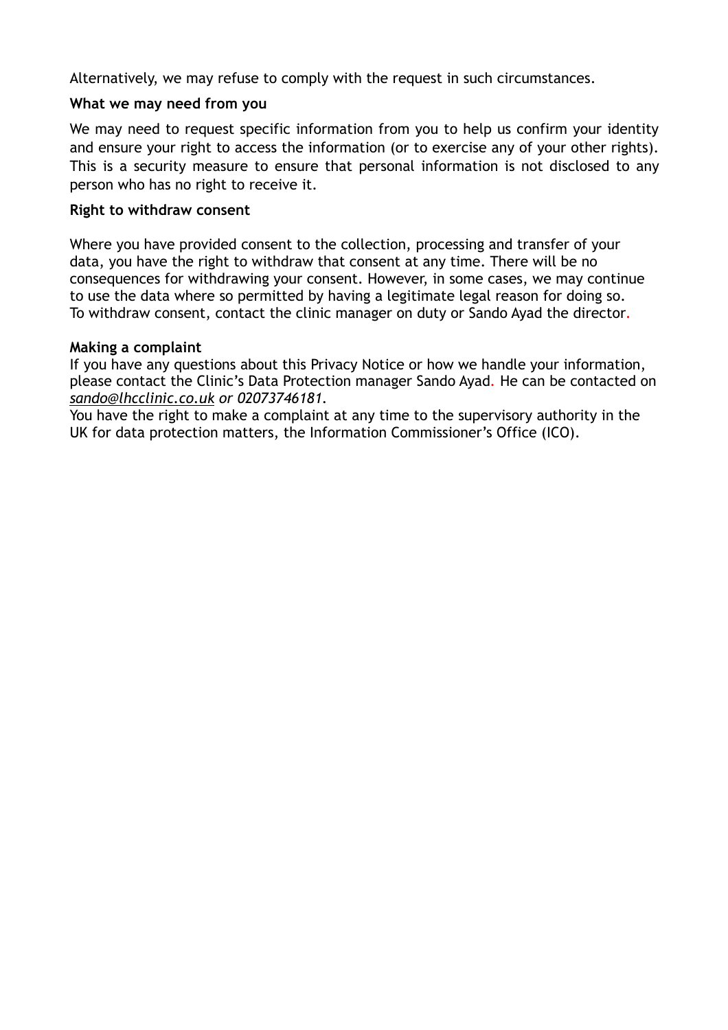Alternatively, we may refuse to comply with the request in such circumstances.

**What we may need from you**

We may need to request specific information from you to help us confirm your identity and ensure your right to access the information (or to exercise any of your other rights). This is a security measure to ensure that personal information is not disclosed to any person who has no right to receive it.

**Right to withdraw consent**

Where you have provided consent to the collection, processing and transfer of your data, you have the right to withdraw that consent at any time. There will be no consequences for withdrawing your consent. However, in some cases, we may continue to use the data where so permitted by having a legitimate legal reason for doing so. To withdraw consent, contact the clinic manager on duty or Sando Ayad the director.

**Making a complaint**

If you have any questions about this Privacy Notice or how we handle your information, please contact the Clinic's Data Protection manager Sando Ayad. He can be contacted on *sando@lhcclinic.co.uk or 02073746181.*

You have the right to make a complaint at any time to the supervisory authority in the UK for data protection matters, the Information Commissioner's Office (ICO).